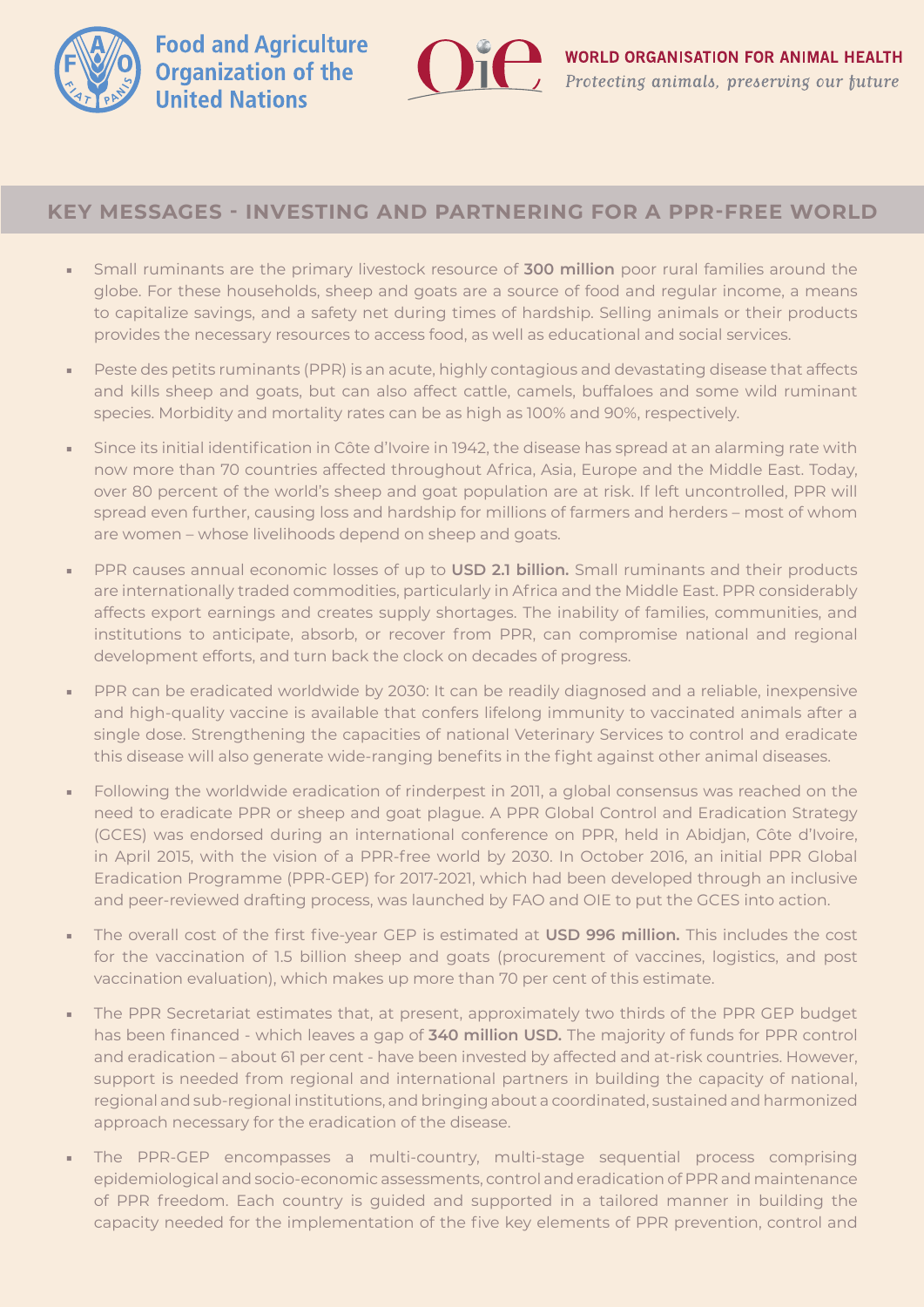Food and Agriculture Organization of the United Nations

WORLD ORGANISATION FOR ANIMAL HEALTH
*Protecting animals, preserving our future*

## KEY MESSAGES - INVESTING AND PARTNERING FOR A PPR-FREE WORLD

- Small ruminants are the primary livestock resource of **300 million** poor rural families around the globe. For these households, sheep and goats are a source of food and regular income, a means to capitalize savings, and a safety net during times of hardship. Selling animals or their products provides the necessary resources to access food, as well as educational and social services.
- Peste des petits ruminants (PPR) is an acute, highly contagious and devastating disease that affects and kills sheep and goats, but can also affect cattle, camels, buffaloes and some wild ruminant species. Morbidity and mortality rates can be as high as 100% and 90%, respectively.
- Since its initial identification in Côte d'Ivoire in 1942, the disease has spread at an alarming rate with now more than 70 countries affected throughout Africa, Asia, Europe and the Middle East. Today, over 80 percent of the world's sheep and goat population are at risk. If left uncontrolled, PPR will spread even further, causing loss and hardship for millions of farmers and herders – most of whom are women – whose livelihoods depend on sheep and goats.
- PPR causes annual economic losses of up to **USD 2.1 billion.** Small ruminants and their products are internationally traded commodities, particularly in Africa and the Middle East. PPR considerably affects export earnings and creates supply shortages. The inability of families, communities, and institutions to anticipate, absorb, or recover from PPR, can compromise national and regional development efforts, and turn back the clock on decades of progress.
- PPR can be eradicated worldwide by 2030: It can be readily diagnosed and a reliable, inexpensive and high-quality vaccine is available that confers lifelong immunity to vaccinated animals after a single dose. Strengthening the capacities of national Veterinary Services to control and eradicate this disease will also generate wide-ranging benefits in the fight against other animal diseases.
- Following the worldwide eradication of rinderpest in 2011, a global consensus was reached on the need to eradicate PPR or sheep and goat plague. A PPR Global Control and Eradication Strategy (GCES) was endorsed during an international conference on PPR, held in Abidjan, Côte d'Ivoire, in April 2015, with the vision of a PPR-free world by 2030. In October 2016, an initial PPR Global Eradication Programme (PPR-GEP) for 2017-2021, which had been developed through an inclusive and peer-reviewed drafting process, was launched by FAO and OIE to put the GCES into action.
- The overall cost of the first five-year GEP is estimated at **USD 996 million.** This includes the cost for the vaccination of 1.5 billion sheep and goats (procurement of vaccines, logistics, and post vaccination evaluation), which makes up more than 70 per cent of this estimate.
- The PPR Secretariat estimates that, at present, approximately two thirds of the PPR GEP budget has been financed - which leaves a gap of **340 million USD.** The majority of funds for PPR control and eradication – about 61 per cent - have been invested by affected and at-risk countries. However, support is needed from regional and international partners in building the capacity of national, regional and sub-regional institutions, and bringing about a coordinated, sustained and harmonized approach necessary for the eradication of the disease.
- The PPR-GEP encompasses a multi-country, multi-stage sequential process comprising epidemiological and socio-economic assessments, control and eradication of PPR and maintenance of PPR freedom. Each country is guided and supported in a tailored manner in building the capacity needed for the implementation of the five key elements of PPR prevention, control and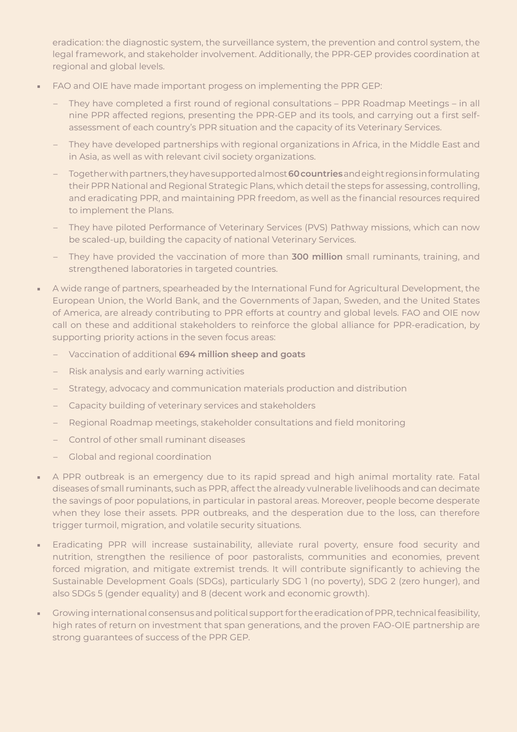eradication: the diagnostic system, the surveillance system, the prevention and control system, the legal framework, and stakeholder involvement. Additionally, the PPR-GEP provides coordination at regional and global levels.

- FAO and OIE have made important progess on implementing the PPR GEP:
  - They have completed a first round of regional consultations – PPR Roadmap Meetings – in all nine PPR affected regions, presenting the PPR-GEP and its tools, and carrying out a first self-assessment of each country's PPR situation and the capacity of its Veterinary Services.
  - They have developed partnerships with regional organizations in Africa, in the Middle East and in Asia, as well as with relevant civil society organizations.
  - Together with partners, they have supported almost **60 countries** and eight regions in formulating their PPR National and Regional Strategic Plans, which detail the steps for assessing, controlling, and eradicating PPR, and maintaining PPR freedom, as well as the financial resources required to implement the Plans.
  - They have piloted Performance of Veterinary Services (PVS) Pathway missions, which can now be scaled-up, building the capacity of national Veterinary Services.
  - They have provided the vaccination of more than **300 million** small ruminants, training, and strengthened laboratories in targeted countries.
- A wide range of partners, spearheaded by the International Fund for Agricultural Development, the European Union, the World Bank, and the Governments of Japan, Sweden, and the United States of America, are already contributing to PPR efforts at country and global levels. FAO and OIE now call on these and additional stakeholders to reinforce the global alliance for PPR-eradication, by supporting priority actions in the seven focus areas:
  - Vaccination of additional **694 million sheep and goats**
  - Risk analysis and early warning activities
  - Strategy, advocacy and communication materials production and distribution
  - Capacity building of veterinary services and stakeholders
  - Regional Roadmap meetings, stakeholder consultations and field monitoring
  - Control of other small ruminant diseases
  - Global and regional coordination
- A PPR outbreak is an emergency due to its rapid spread and high animal mortality rate. Fatal diseases of small ruminants, such as PPR, affect the already vulnerable livelihoods and can decimate the savings of poor populations, in particular in pastoral areas. Moreover, people become desperate when they lose their assets. PPR outbreaks, and the desperation due to the loss, can therefore trigger turmoil, migration, and volatile security situations.
- Eradicating PPR will increase sustainability, alleviate rural poverty, ensure food security and nutrition, strengthen the resilience of poor pastoralists, communities and economies, prevent forced migration, and mitigate extremist trends. It will contribute significantly to achieving the Sustainable Development Goals (SDGs), particularly SDG 1 (no poverty), SDG 2 (zero hunger), and also SDGs 5 (gender equality) and 8 (decent work and economic growth).
- Growing international consensus and political support for the eradication of PPR, technical feasibility, high rates of return on investment that span generations, and the proven FAO-OIE partnership are strong guarantees of success of the PPR GEP.